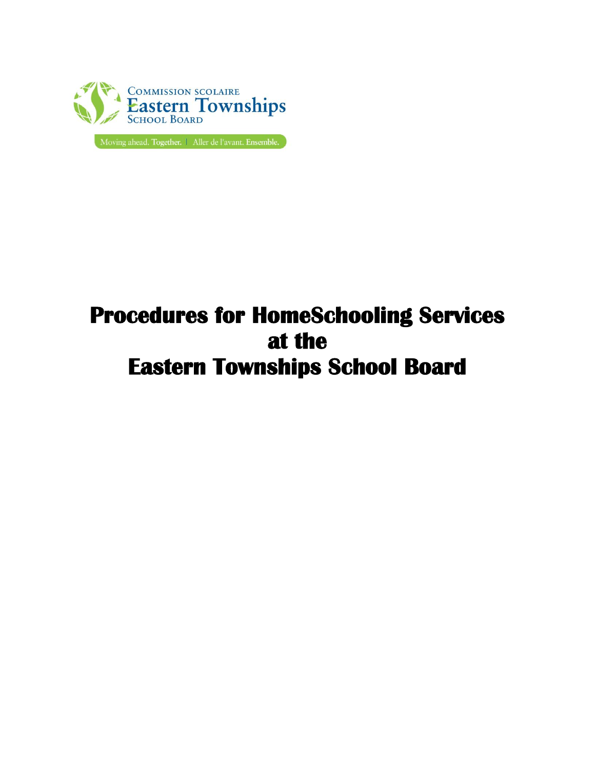Commission scolaire
Eastern Townships
School Board

Moving ahead. Together. | Aller de l'avant. Ensemble.

# Procedures for HomeSchooling Services at the Eastern Townships School Board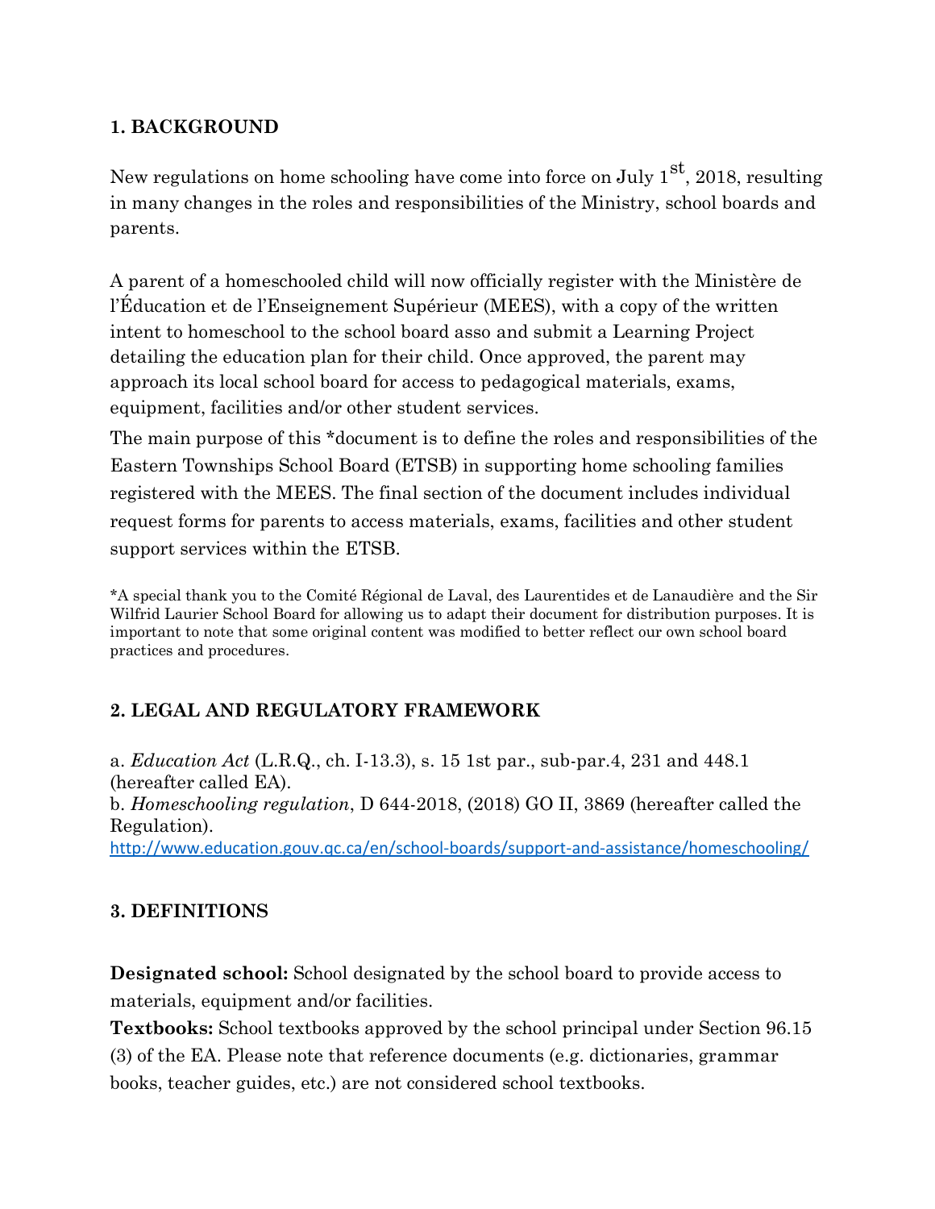## 1. BACKGROUND

New regulations on home schooling have come into force on July 1st, 2018, resulting in many changes in the roles and responsibilities of the Ministry, school boards and parents.

A parent of a homeschooled child will now officially register with the Ministère de l'Éducation et de l'Enseignement Supérieur (MEES), with a copy of the written intent to homeschool to the school board asso and submit a Learning Project detailing the education plan for their child. Once approved, the parent may approach its local school board for access to pedagogical materials, exams, equipment, facilities and/or other student services.

The main purpose of this *document is to define the roles and responsibilities of the Eastern Townships School Board (ETSB) in supporting home schooling families registered with the MEES. The final section of the document includes individual request forms for parents to access materials, exams, facilities and other student support services within the ETSB.

*A special thank you to the Comité Régional de Laval, des Laurentides et de Lanaudière and the Sir Wilfrid Laurier School Board for allowing us to adapt their document for distribution purposes. It is important to note that some original content was modified to better reflect our own school board practices and procedures.

## 2. LEGAL AND REGULATORY FRAMEWORK

a. *Education Act* (L.R.Q., ch. I-13.3), s. 15 1st par., sub-par.4, 231 and 448.1 (hereafter called EA).
b. *Homeschooling regulation*, D 644-2018, (2018) GO II, 3869 (hereafter called the Regulation).
http://www.education.gouv.qc.ca/en/school-boards/support-and-assistance/homeschooling/

## 3. DEFINITIONS

**Designated school:** School designated by the school board to provide access to materials, equipment and/or facilities.
**Textbooks:** School textbooks approved by the school principal under Section 96.15 (3) of the EA. Please note that reference documents (e.g. dictionaries, grammar books, teacher guides, etc.) are not considered school textbooks.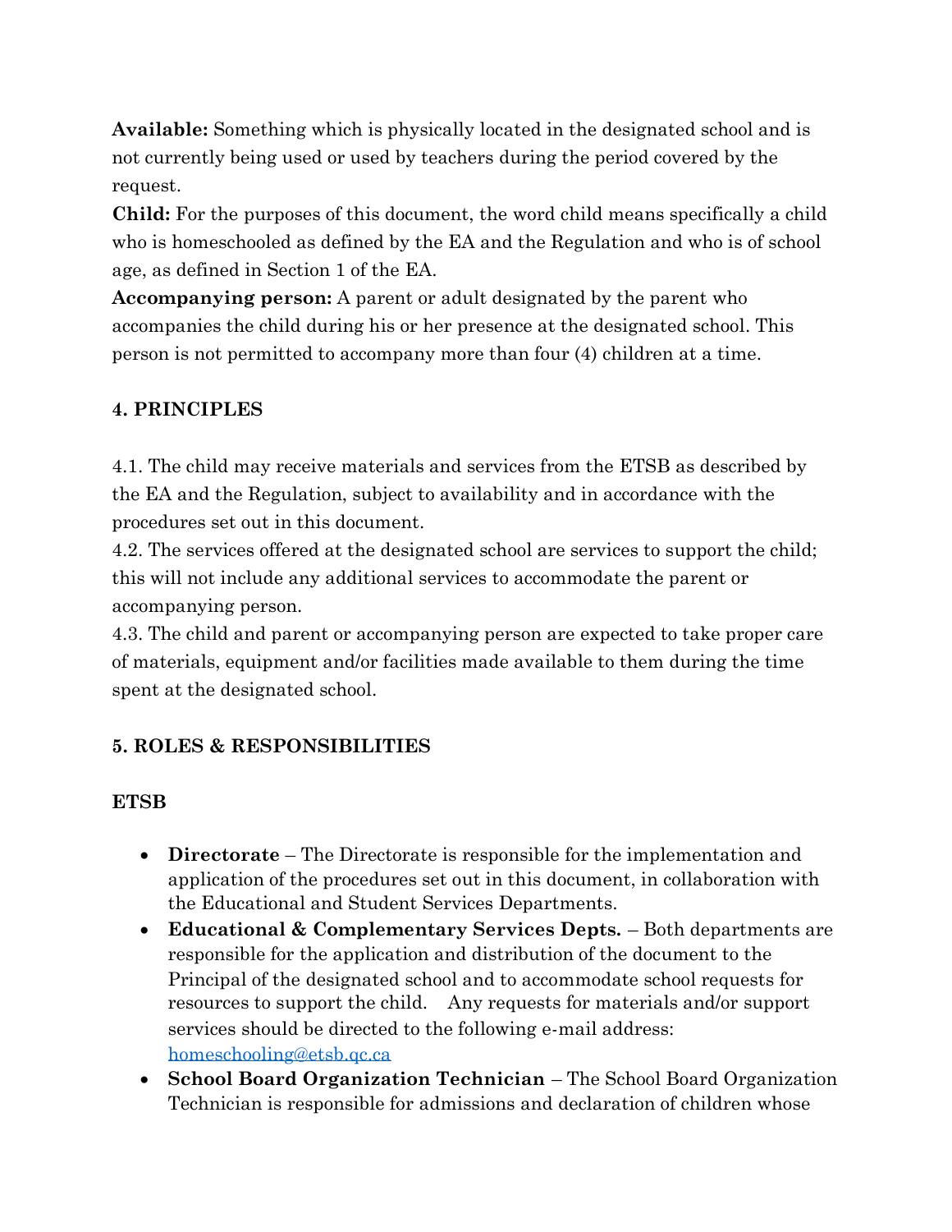**Available:** Something which is physically located in the designated school and is not currently being used or used by teachers during the period covered by the request.

**Child:** For the purposes of this document, the word child means specifically a child who is homeschooled as defined by the EA and the Regulation and who is of school age, as defined in Section 1 of the EA.

**Accompanying person:** A parent or adult designated by the parent who accompanies the child during his or her presence at the designated school. This person is not permitted to accompany more than four (4) children at a time.

## 4. PRINCIPLES

4.1. The child may receive materials and services from the ETSB as described by the EA and the Regulation, subject to availability and in accordance with the procedures set out in this document.

4.2. The services offered at the designated school are services to support the child; this will not include any additional services to accommodate the parent or accompanying person.

4.3. The child and parent or accompanying person are expected to take proper care of materials, equipment and/or facilities made available to them during the time spent at the designated school.

## 5. ROLES & RESPONSIBILITIES

### ETSB

- **Directorate** – The Directorate is responsible for the implementation and application of the procedures set out in this document, in collaboration with the Educational and Student Services Departments.
- **Educational & Complementary Services Depts.** – Both departments are responsible for the application and distribution of the document to the Principal of the designated school and to accommodate school requests for resources to support the child. Any requests for materials and/or support services should be directed to the following e-mail address: homeschooling@etsb.qc.ca
- **School Board Organization Technician** – The School Board Organization Technician is responsible for admissions and declaration of children whose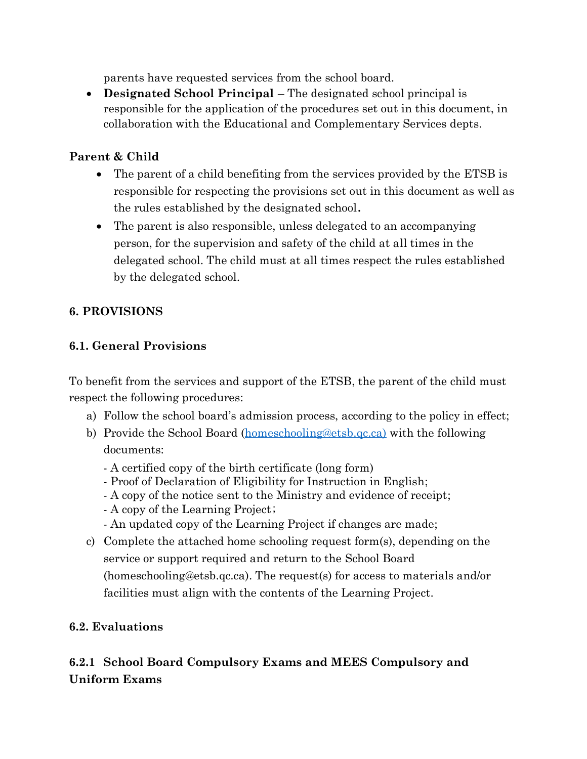parents have requested services from the school board.

- **Designated School Principal** – The designated school principal is responsible for the application of the procedures set out in this document, in collaboration with the Educational and Complementary Services depts.

**Parent & Child**

- The parent of a child benefiting from the services provided by the ETSB is responsible for respecting the provisions set out in this document as well as the rules established by the designated school**.**
- The parent is also responsible, unless delegated to an accompanying person, for the supervision and safety of the child at all times in the delegated school. The child must at all times respect the rules established by the delegated school.

## 6. PROVISIONS

### 6.1. General Provisions

To benefit from the services and support of the ETSB, the parent of the child must respect the following procedures:

a) Follow the school board's admission process, according to the policy in effect;

b) Provide the School Board (homeschooling@etsb.qc.ca) with the following documents:

- A certified copy of the birth certificate (long form)
- Proof of Declaration of Eligibility for Instruction in English;
- A copy of the notice sent to the Ministry and evidence of receipt;
- A copy of the Learning Project;
- An updated copy of the Learning Project if changes are made;

c) Complete the attached home schooling request form(s), depending on the service or support required and return to the School Board (homeschooling@etsb.qc.ca). The request(s) for access to materials and/or facilities must align with the contents of the Learning Project.

### 6.2. Evaluations

#### 6.2.1 School Board Compulsory Exams and MEES Compulsory and Uniform Exams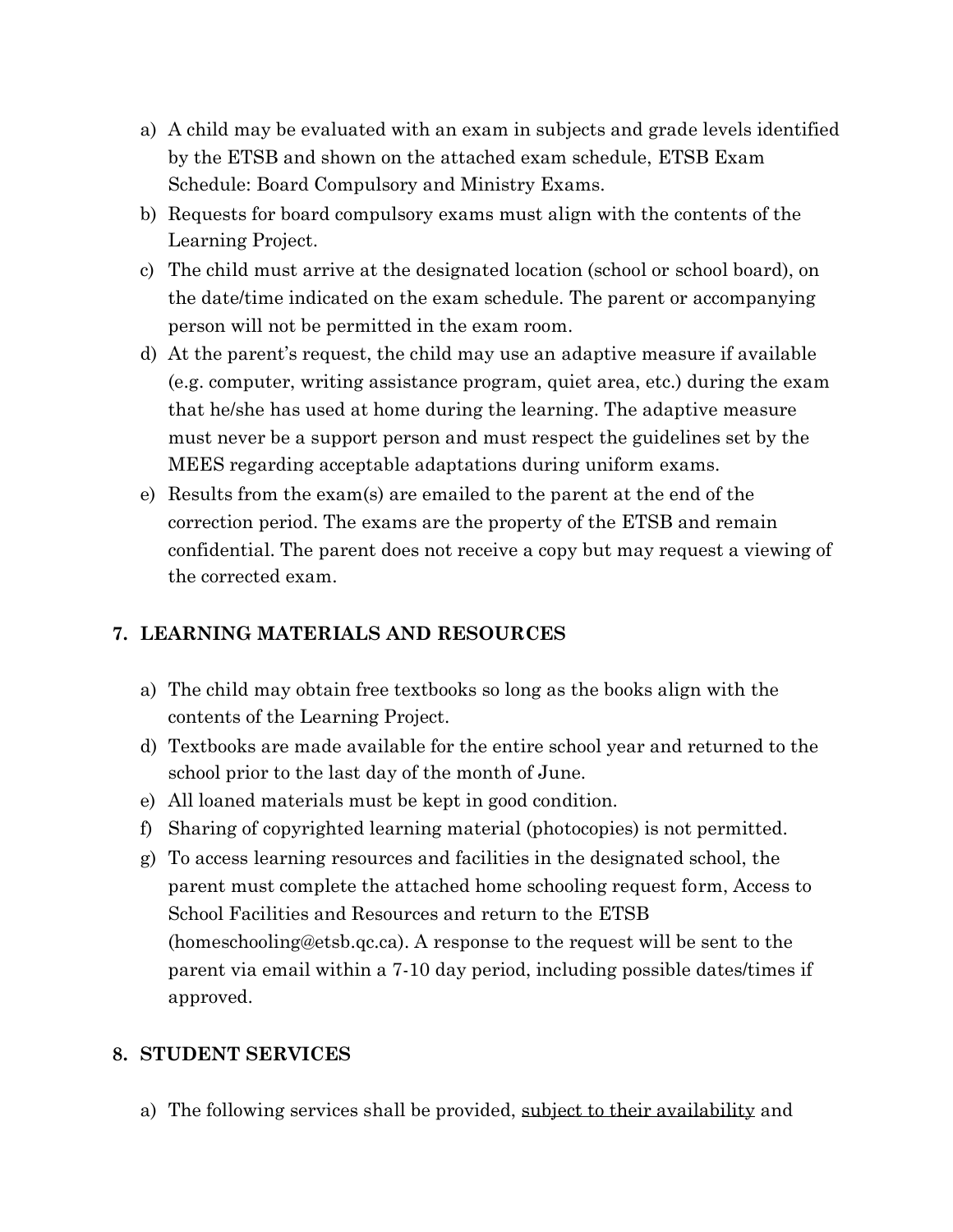a) A child may be evaluated with an exam in subjects and grade levels identified by the ETSB and shown on the attached exam schedule, ETSB Exam Schedule: Board Compulsory and Ministry Exams.
b) Requests for board compulsory exams must align with the contents of the Learning Project.
c) The child must arrive at the designated location (school or school board), on the date/time indicated on the exam schedule. The parent or accompanying person will not be permitted in the exam room.
d) At the parent's request, the child may use an adaptive measure if available (e.g. computer, writing assistance program, quiet area, etc.) during the exam that he/she has used at home during the learning. The adaptive measure must never be a support person and must respect the guidelines set by the MEES regarding acceptable adaptations during uniform exams.
e) Results from the exam(s) are emailed to the parent at the end of the correction period. The exams are the property of the ETSB and remain confidential. The parent does not receive a copy but may request a viewing of the corrected exam.

## 7. LEARNING MATERIALS AND RESOURCES

a) The child may obtain free textbooks so long as the books align with the contents of the Learning Project.
d) Textbooks are made available for the entire school year and returned to the school prior to the last day of the month of June.
e) All loaned materials must be kept in good condition.
f) Sharing of copyrighted learning material (photocopies) is not permitted.
g) To access learning resources and facilities in the designated school, the parent must complete the attached home schooling request form, Access to School Facilities and Resources and return to the ETSB (homeschooling@etsb.qc.ca). A response to the request will be sent to the parent via email within a 7-10 day period, including possible dates/times if approved.

## 8. STUDENT SERVICES

a) The following services shall be provided, <u>subject to their availability</u> and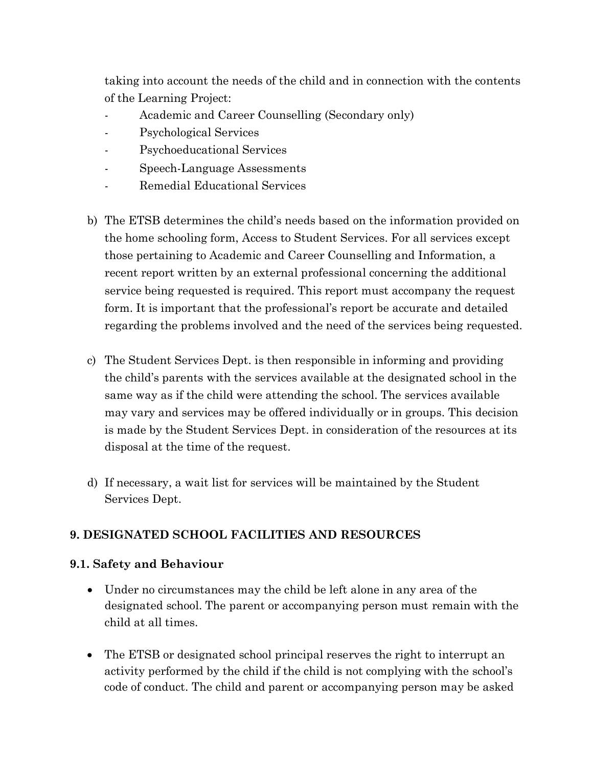taking into account the needs of the child and in connection with the contents of the Learning Project:

- Academic and Career Counselling (Secondary only)
- Psychological Services
- Psychoeducational Services
- Speech-Language Assessments
- Remedial Educational Services

b) The ETSB determines the child's needs based on the information provided on the home schooling form, Access to Student Services. For all services except those pertaining to Academic and Career Counselling and Information, a recent report written by an external professional concerning the additional service being requested is required. This report must accompany the request form. It is important that the professional's report be accurate and detailed regarding the problems involved and the need of the services being requested.

c) The Student Services Dept. is then responsible in informing and providing the child's parents with the services available at the designated school in the same way as if the child were attending the school. The services available may vary and services may be offered individually or in groups. This decision is made by the Student Services Dept. in consideration of the resources at its disposal at the time of the request.

d) If necessary, a wait list for services will be maintained by the Student Services Dept.

## 9. DESIGNATED SCHOOL FACILITIES AND RESOURCES

### 9.1. Safety and Behaviour

- Under no circumstances may the child be left alone in any area of the designated school. The parent or accompanying person must remain with the child at all times.

- The ETSB or designated school principal reserves the right to interrupt an activity performed by the child if the child is not complying with the school's code of conduct. The child and parent or accompanying person may be asked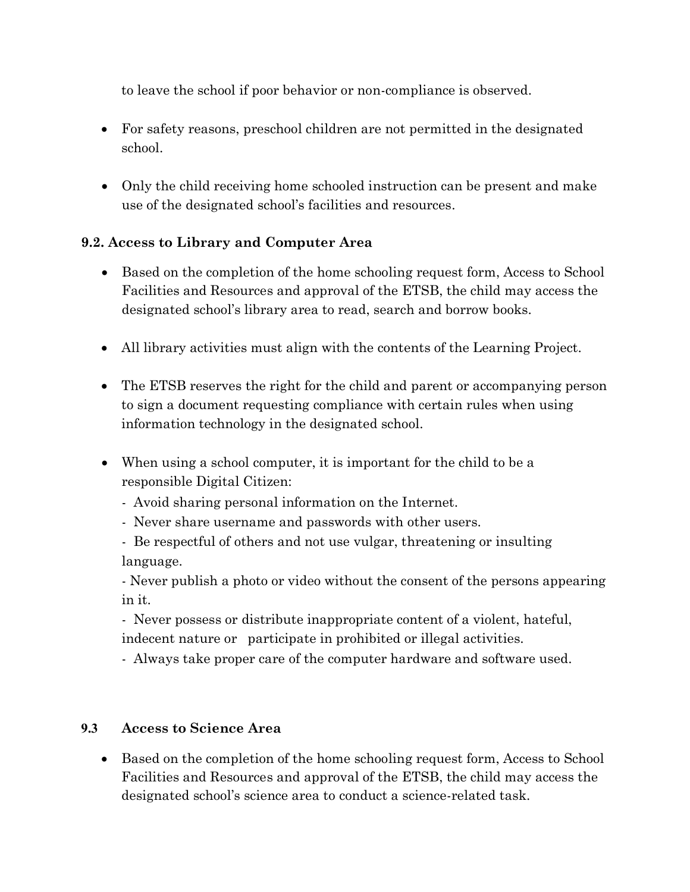to leave the school if poor behavior or non-compliance is observed.

- For safety reasons, preschool children are not permitted in the designated school.

- Only the child receiving home schooled instruction can be present and make use of the designated school's facilities and resources.

### 9.2. Access to Library and Computer Area

- Based on the completion of the home schooling request form, Access to School Facilities and Resources and approval of the ETSB, the child may access the designated school's library area to read, search and borrow books.

- All library activities must align with the contents of the Learning Project.

- The ETSB reserves the right for the child and parent or accompanying person to sign a document requesting compliance with certain rules when using information technology in the designated school.

- When using a school computer, it is important for the child to be a responsible Digital Citizen:
  - Avoid sharing personal information on the Internet.
  - Never share username and passwords with other users.
  - Be respectful of others and not use vulgar, threatening or insulting language.
  - Never publish a photo or video without the consent of the persons appearing in it.
  - Never possess or distribute inappropriate content of a violent, hateful, indecent nature or participate in prohibited or illegal activities.
  - Always take proper care of the computer hardware and software used.

### 9.3 Access to Science Area

- Based on the completion of the home schooling request form, Access to School Facilities and Resources and approval of the ETSB, the child may access the designated school's science area to conduct a science-related task.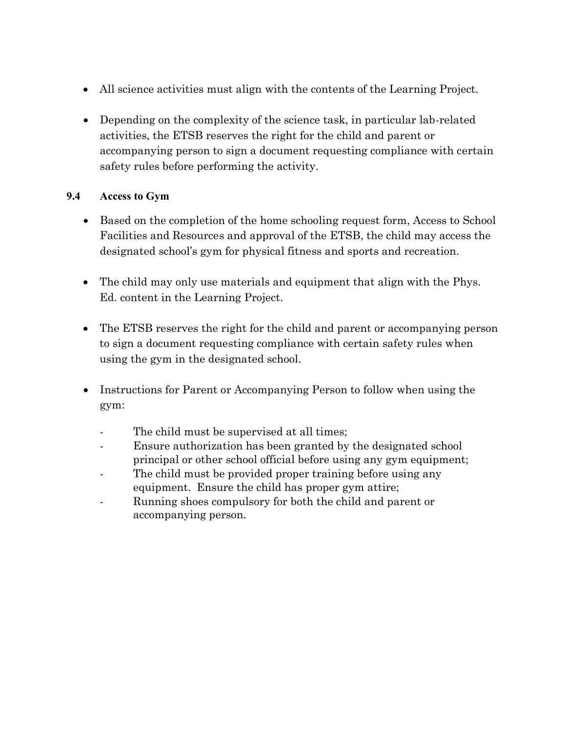- All science activities must align with the contents of the Learning Project.
- Depending on the complexity of the science task, in particular lab-related activities, the ETSB reserves the right for the child and parent or accompanying person to sign a document requesting compliance with certain safety rules before performing the activity.

### 9.4 Access to Gym

- Based on the completion of the home schooling request form, Access to School Facilities and Resources and approval of the ETSB, the child may access the designated school's gym for physical fitness and sports and recreation.
- The child may only use materials and equipment that align with the Phys. Ed. content in the Learning Project.
- The ETSB reserves the right for the child and parent or accompanying person to sign a document requesting compliance with certain safety rules when using the gym in the designated school.
- Instructions for Parent or Accompanying Person to follow when using the gym:
  - The child must be supervised at all times;
  - Ensure authorization has been granted by the designated school principal or other school official before using any gym equipment;
  - The child must be provided proper training before using any equipment. Ensure the child has proper gym attire;
  - Running shoes compulsory for both the child and parent or accompanying person.